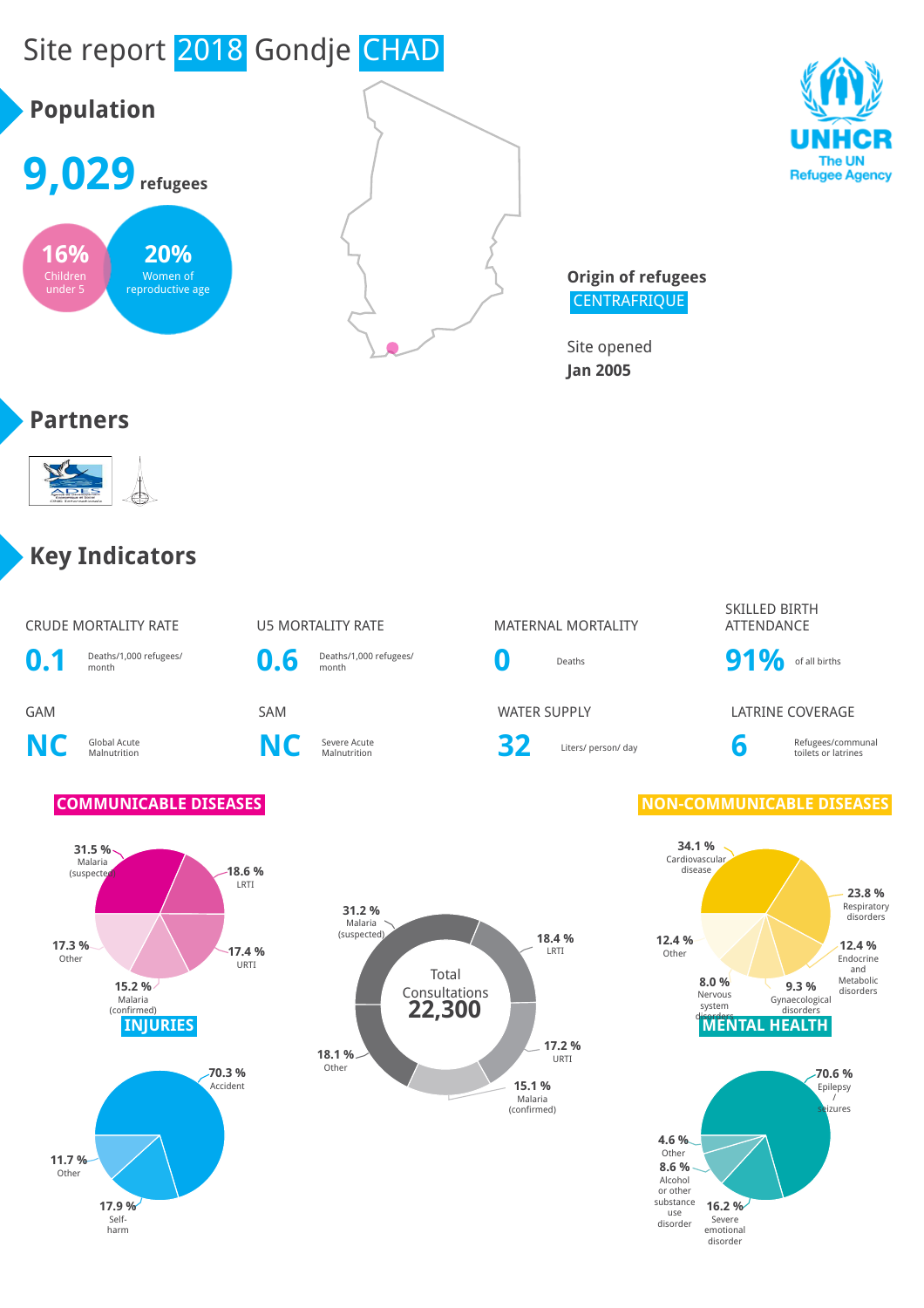# Site report 2018 Gondje CHAD

## Population

**9,029** refugees

**16%** Children under 5

**20%** Women of reproductive age

**Origin of refugees**
CENTRAFRIQUE

Site opened
**Jan 2005**

## Partners

## Key Indicators

| CRUDE MORTALITY RATE | U5 MORTALITY RATE | MATERNAL MORTALITY | SKILLED BIRTH ATTENDANCE |
|---|---|---|---|
| **0.1** Deaths/1,000 refugees/ month | **0.6** Deaths/1,000 refugees/ month | **0** Deaths | **91%** of all births |

| GAM | SAM | WATER SUPPLY | LATRINE COVERAGE |
|---|---|---|---|
| **NC** Global Acute Malnutrition | **NC** Severe Acute Malnutrition | **32** Liters/ person/ day | **6** Refugees/communal toilets or latrines |

### COMMUNICABLE DISEASES

- 31.5 % Malaria (suspected)
- 18.6 % LRTI
- 17.4 % URTI
- 15.2 % Malaria (confirmed)
- 17.3 % Other

### Total Consultations 22,300

- 31.2 % Malaria (suspected)
- 18.4 % LRTI
- 17.2 % URTI
- 15.1 % Malaria (confirmed)
- 18.1 % Other

### NON-COMMUNICABLE DISEASES

- 34.1 % Cardiovascular disease
- 23.8 % Respiratory disorders
- 12.4 % Endocrine and Metabolic disorders
- 9.3 % Gynaecological disorders
- 8.0 % Nervous system disorders
- 12.4 % Other

### INJURIES

- 70.3 % Accident
- 17.9 % Self-harm
- 11.7 % Other

### MENTAL HEALTH

- 70.6 % Epilepsy / seizures
- 16.2 % Severe emotional disorder
- 8.6 % Alcohol or other substance use disorder
- 4.6 % Other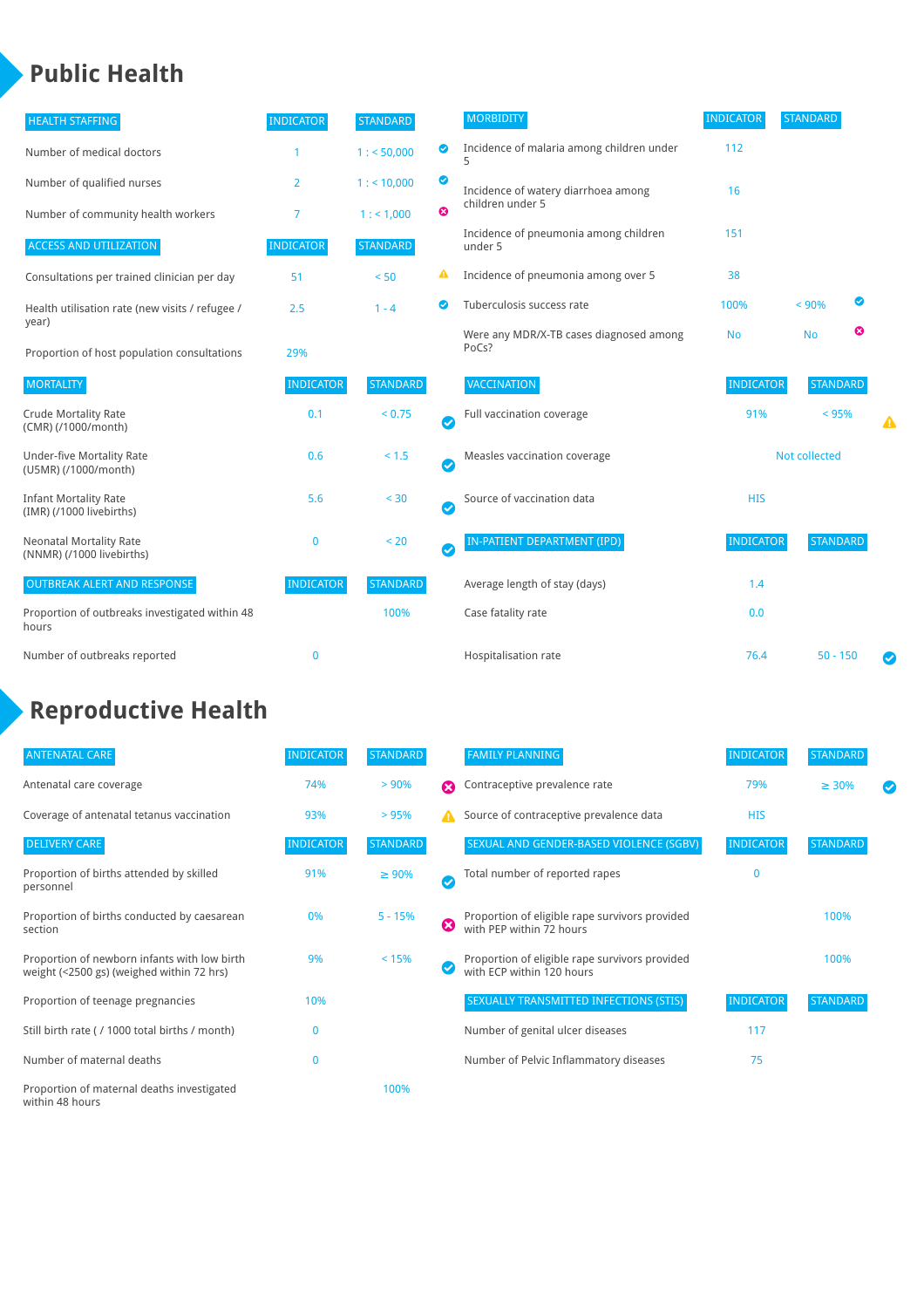# Public Health

| HEALTH STAFFING | INDICATOR | STANDARD | |
|---|---|---|---|
| Number of medical doctors | 1 | 1 : < 50,000 | ✔ |
| Number of qualified nurses | 2 | 1 : < 10,000 | ✔ |
| Number of community health workers | 7 | 1 : < 1,000 | ✖ |

| ACCESS AND UTILIZATION | INDICATOR | STANDARD | |
|---|---|---|---|
| Consultations per trained clinician per day | 51 | < 50 | ⚠ |
| Health utilisation rate (new visits / refugee / year) | 2.5 | 1 - 4 | ✔ |
| Proportion of host population consultations | 29% | | |

| MORTALITY | INDICATOR | STANDARD | |
|---|---|---|---|
| Crude Mortality Rate (CMR) (/1000/month) | 0.1 | < 0.75 | ✔ |
| Under-five Mortality Rate (U5MR) (/1000/month) | 0.6 | < 1.5 | ✔ |
| Infant Mortality Rate (IMR) (/1000 livebirths) | 5.6 | < 30 | ✔ |
| Neonatal Mortality Rate (NNMR) (/1000 livebirths) | 0 | < 20 | ✔ |

| OUTBREAK ALERT AND RESPONSE | INDICATOR | STANDARD |
|---|---|---|
| Proportion of outbreaks investigated within 48 hours | | 100% |
| Number of outbreaks reported | 0 | |

| MORBIDITY | INDICATOR | STANDARD | |
|---|---|---|---|
| Incidence of malaria among children under 5 | 112 | | |
| Incidence of watery diarrhoea among children under 5 | 16 | | |
| Incidence of pneumonia among children under 5 | 151 | | |
| Incidence of pneumonia among over 5 | 38 | | |
| Tuberculosis success rate | 100% | < 90% | ✔ |
| Were any MDR/X-TB cases diagnosed among PoCs? | No | No | ✖ |

| VACCINATION | INDICATOR | STANDARD | |
|---|---|---|---|
| Full vaccination coverage | 91% | < 95% | ⚠ |
| Measles vaccination coverage | Not collected | | |
| Source of vaccination data | HIS | | |

| IN-PATIENT DEPARTMENT (IPD) | INDICATOR | STANDARD | |
|---|---|---|---|
| Average length of stay (days) | 1.4 | | |
| Case fatality rate | 0.0 | | |
| Hospitalisation rate | 76.4 | 50 - 150 | ✔ |

# Reproductive Health

| ANTENATAL CARE | INDICATOR | STANDARD | |
|---|---|---|---|
| Antenatal care coverage | 74% | > 90% | ✖ |
| Coverage of antenatal tetanus vaccination | 93% | > 95% | ⚠ |

| DELIVERY CARE | INDICATOR | STANDARD | |
|---|---|---|---|
| Proportion of births attended by skilled personnel | 91% | ≥ 90% | ✔ |
| Proportion of births conducted by caesarean section | 0% | 5 - 15% | ✖ |
| Proportion of newborn infants with low birth weight (<2500 gs) (weighed within 72 hrs) | 9% | < 15% | ✔ |
| Proportion of teenage pregnancies | 10% | | |
| Still birth rate ( / 1000 total births / month) | 0 | | |
| Number of maternal deaths | 0 | | |
| Proportion of maternal deaths investigated within 48 hours | | 100% | |

| FAMILY PLANNING | INDICATOR | STANDARD | |
|---|---|---|---|
| Contraceptive prevalence rate | 79% | ≥ 30% | ✔ |
| Source of contraceptive prevalence data | HIS | | |

| SEXUAL AND GENDER-BASED VIOLENCE (SGBV) | INDICATOR | STANDARD |
|---|---|---|
| Total number of reported rapes | 0 | |
| Proportion of eligible rape survivors provided with PEP within 72 hours | | 100% |
| Proportion of eligible rape survivors provided with ECP within 120 hours | | 100% |

| SEXUALLY TRANSMITTED INFECTIONS (STIS) | INDICATOR | STANDARD |
|---|---|---|
| Number of genital ulcer diseases | 117 | |
| Number of Pelvic Inflammatory diseases | 75 | |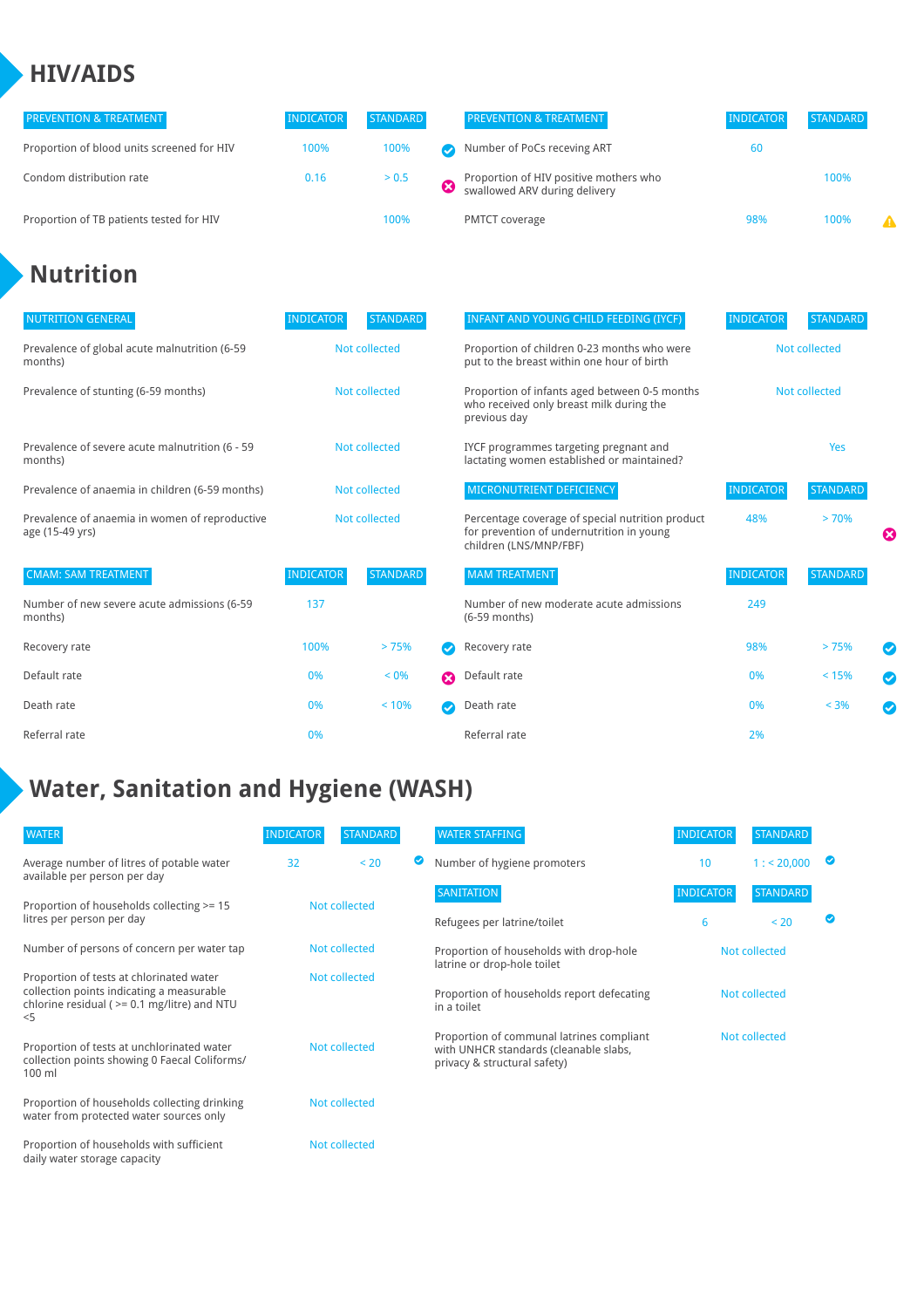# HIV/AIDS

| PREVENTION & TREATMENT | INDICATOR | STANDARD | |
|---|---|---|---|
| Proportion of blood units screened for HIV | 100% | 100% | ✔ |
| Condom distribution rate | 0.16 | > 0.5 | ✖ |
| Proportion of TB patients tested for HIV | | 100% | |

| PREVENTION & TREATMENT | INDICATOR | STANDARD | |
|---|---|---|---|
| Number of PoCs receving ART | 60 | | |
| Proportion of HIV positive mothers who swallowed ARV during delivery | | 100% | |
| PMTCT coverage | 98% | 100% | ⚠ |

# Nutrition

| NUTRITION GENERAL | INDICATOR | STANDARD |
|---|---|---|
| Prevalence of global acute malnutrition (6-59 months) | Not collected | |
| Prevalence of stunting (6-59 months) | Not collected | |
| Prevalence of severe acute malnutrition (6 - 59 months) | Not collected | |
| Prevalence of anaemia in children (6-59 months) | Not collected | |
| Prevalence of anaemia in women of reproductive age (15-49 yrs) | Not collected | |

| INFANT AND YOUNG CHILD FEEDING (IYCF) | INDICATOR | STANDARD |
|---|---|---|
| Proportion of children 0-23 months who were put to the breast within one hour of birth | Not collected | |
| Proportion of infants aged between 0-5 months who received only breast milk during the previous day | Not collected | |
| IYCF programmes targeting pregnant and lactating women established or maintained? | | Yes |

| MICRONUTRIENT DEFICIENCY | INDICATOR | STANDARD | |
|---|---|---|---|
| Percentage coverage of special nutrition product for prevention of undernutrition in young children (LNS/MNP/FBF) | 48% | > 70% | ✖ |

| CMAM: SAM TREATMENT | INDICATOR | STANDARD | |
|---|---|---|---|
| Number of new severe acute admissions (6-59 months) | 137 | | |
| Recovery rate | 100% | > 75% | ✔ |
| Default rate | 0% | < 0% | ✖ |
| Death rate | 0% | < 10% | ✔ |
| Referral rate | 0% | | |

| MAM TREATMENT | INDICATOR | STANDARD | |
|---|---|---|---|
| Number of new moderate acute admissions (6-59 months) | 249 | | |
| Recovery rate | 98% | > 75% | ✔ |
| Default rate | 0% | < 15% | ✔ |
| Death rate | 0% | < 3% | ✔ |
| Referral rate | 2% | | |

# Water, Sanitation and Hygiene (WASH)

| WATER | INDICATOR | STANDARD | |
|---|---|---|---|
| Average number of litres of potable water available per person per day | 32 | < 20 | ✔ |
| Proportion of households collecting >= 15 litres per person per day | Not collected | | |
| Number of persons of concern per water tap | Not collected | | |
| Proportion of tests at chlorinated water collection points indicating a measurable chlorine residual ( >= 0.1 mg/litre) and NTU <5 | Not collected | | |
| Proportion of tests at unchlorinated water collection points showing 0 Faecal Coliforms/ 100 ml | Not collected | | |
| Proportion of households collecting drinking water from protected water sources only | Not collected | | |
| Proportion of households with sufficient daily water storage capacity | Not collected | | |

| WATER STAFFING | INDICATOR | STANDARD | |
|---|---|---|---|
| Number of hygiene promoters | 10 | 1 : < 20,000 | ✔ |

| SANITATION | INDICATOR | STANDARD | |
|---|---|---|---|
| Refugees per latrine/toilet | 6 | < 20 | ✔ |
| Proportion of households with drop-hole latrine or drop-hole toilet | Not collected | | |
| Proportion of households report defecating in a toilet | Not collected | | |
| Proportion of communal latrines compliant with UNHCR standards (cleanable slabs, privacy & structural safety) | Not collected | | |